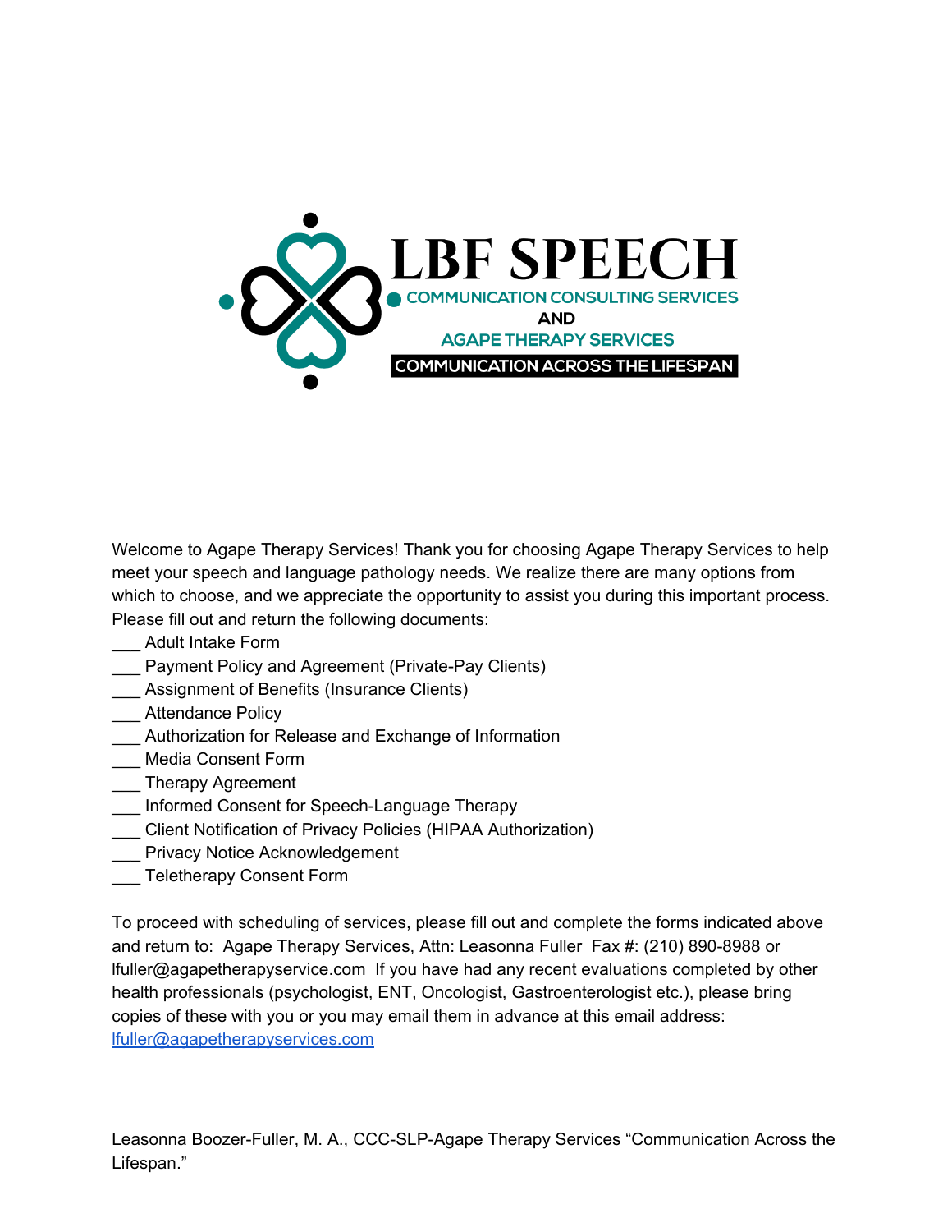# LBF SPEECH

COMMUNICATION CONSULTING SERVICES

AND

AGAPE THERAPY SERVICES

COMMUNICATION ACROSS THE LIFESPAN

Welcome to Agape Therapy Services! Thank you for choosing Agape Therapy Services to help meet your speech and language pathology needs. We realize there are many options from which to choose, and we appreciate the opportunity to assist you during this important process. Please fill out and return the following documents:

___ Adult Intake Form
___ Payment Policy and Agreement (Private-Pay Clients)
___ Assignment of Benefits (Insurance Clients)
___ Attendance Policy
___ Authorization for Release and Exchange of Information
___ Media Consent Form
___ Therapy Agreement
___ Informed Consent for Speech-Language Therapy
___ Client Notification of Privacy Policies (HIPAA Authorization)
___ Privacy Notice Acknowledgement
___ Teletherapy Consent Form

To proceed with scheduling of services, please fill out and complete the forms indicated above and return to: Agape Therapy Services, Attn: Leasonna Fuller Fax #: (210) 890-8988 or lfuller@agapetherapyservice.com If you have had any recent evaluations completed by other health professionals (psychologist, ENT, Oncologist, Gastroenterologist etc.), please bring copies of these with you or you may email them in advance at this email address: lfuller@agapetherapyservices.com

Leasonna Boozer-Fuller, M. A., CCC-SLP-Agape Therapy Services "Communication Across the Lifespan."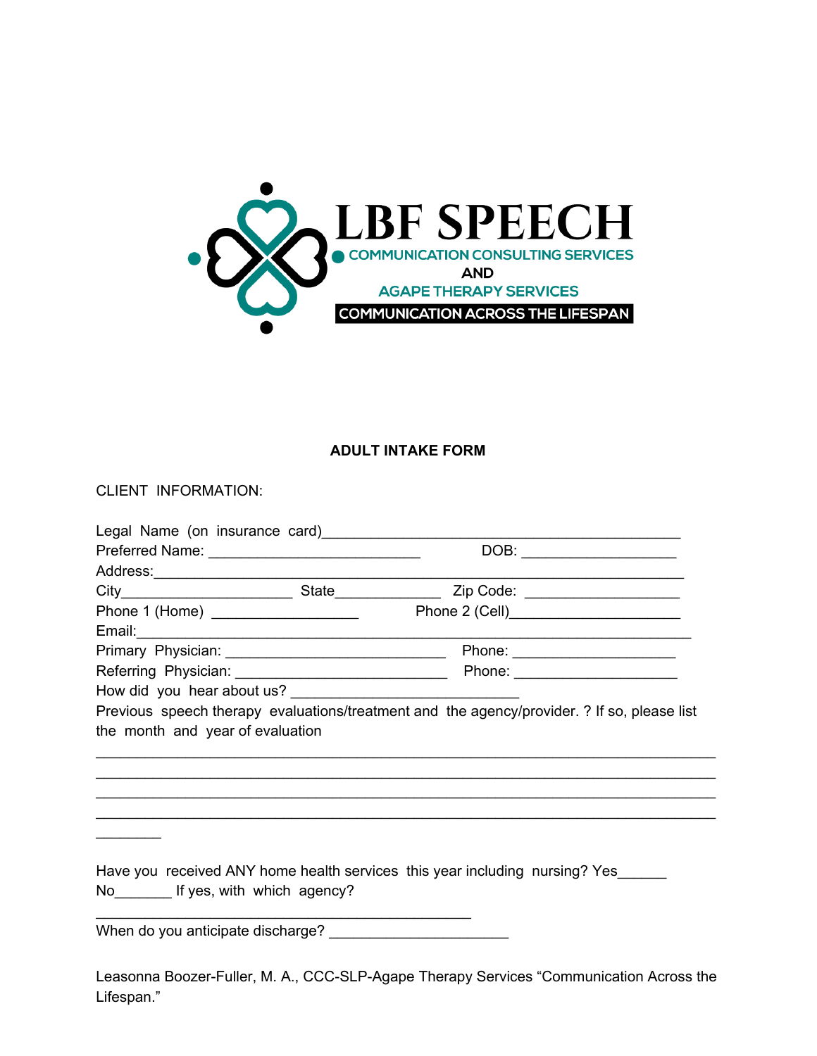LBF SPEECH

COMMUNICATION CONSULTING SERVICES

AND

AGAPE THERAPY SERVICES

COMMUNICATION ACROSS THE LIFESPAN

## ADULT INTAKE FORM

CLIENT INFORMATION:

Legal Name (on insurance card)_____________________________________________

Preferred Name: __________________________ DOB: ___________________

Address:_________________________________________________________________

City____________________ State_____________ Zip Code: ___________________

Phone 1 (Home) _________________ Phone 2 (Cell)_____________________

Email:__________________________________________________________________

Primary Physician: ___________________________ Phone: ____________________

Referring Physician: __________________________ Phone: ____________________

How did you hear about us? ____________________________

Previous speech therapy evaluations/treatment and the agency/provider. ? If so, please list the month and year of evaluation

_____________________________________________________________________________

_____________________________________________________________________________

_____________________________________________________________________________

_____________________________________________________________________________

________

Have you received ANY home health services this year including nursing? Yes______ No_______ If yes, with which agency?

______________________________________________

When do you anticipate discharge? ______________________

Leasonna Boozer-Fuller, M. A., CCC-SLP-Agape Therapy Services "Communication Across the Lifespan."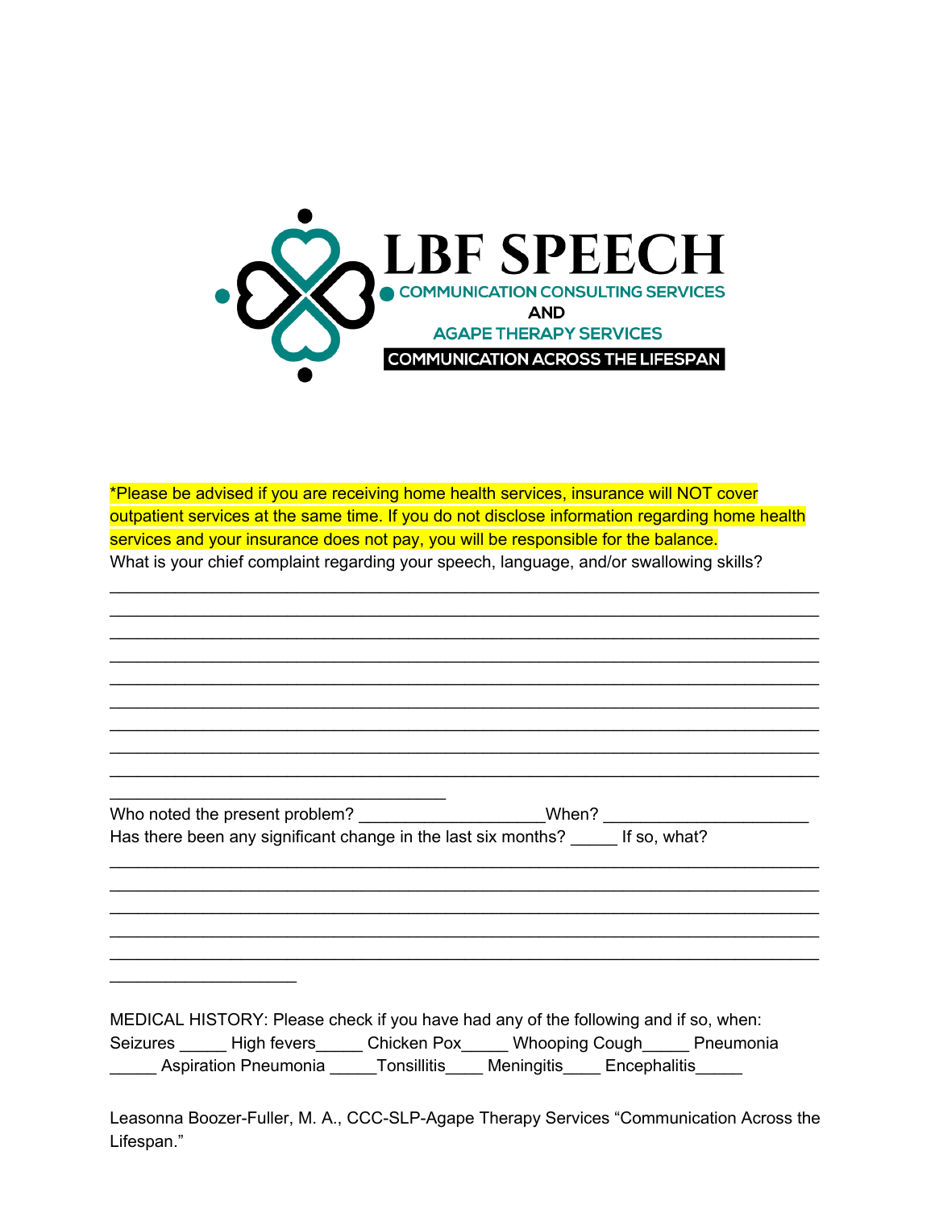# LBF SPEECH

COMMUNICATION CONSULTING SERVICES

AND

AGAPE THERAPY SERVICES

COMMUNICATION ACROSS THE LIFESPAN

*Please be advised if you are receiving home health services, insurance will NOT cover outpatient services at the same time. If you do not disclose information regarding home health services and your insurance does not pay, you will be responsible for the balance.

What is your chief complaint regarding your speech, language, and/or swallowing skills?

_______________________________________________________________________________
_______________________________________________________________________________
_______________________________________________________________________________
_______________________________________________________________________________
_______________________________________________________________________________
_______________________________________________________________________________
_______________________________________________________________________________
_______________________________________________________________________________
_______________________________________________________________________________
_____________________________________

Who noted the present problem? ___________________When? ______________________

Has there been any significant change in the last six months? _____ If so, what?

_______________________________________________________________________________
_______________________________________________________________________________
_______________________________________________________________________________
_______________________________________________________________________________
_______________________________________________________________________________
_____________________

MEDICAL HISTORY: Please check if you have had any of the following and if so, when:

Seizures _____ High fevers_____ Chicken Pox_____ Whooping Cough_____ Pneumonia _____ Aspiration Pneumonia _____Tonsillitis____ Meningitis____ Encephalitis_____

Leasonna Boozer-Fuller, M. A., CCC-SLP-Agape Therapy Services “Communication Across the Lifespan.”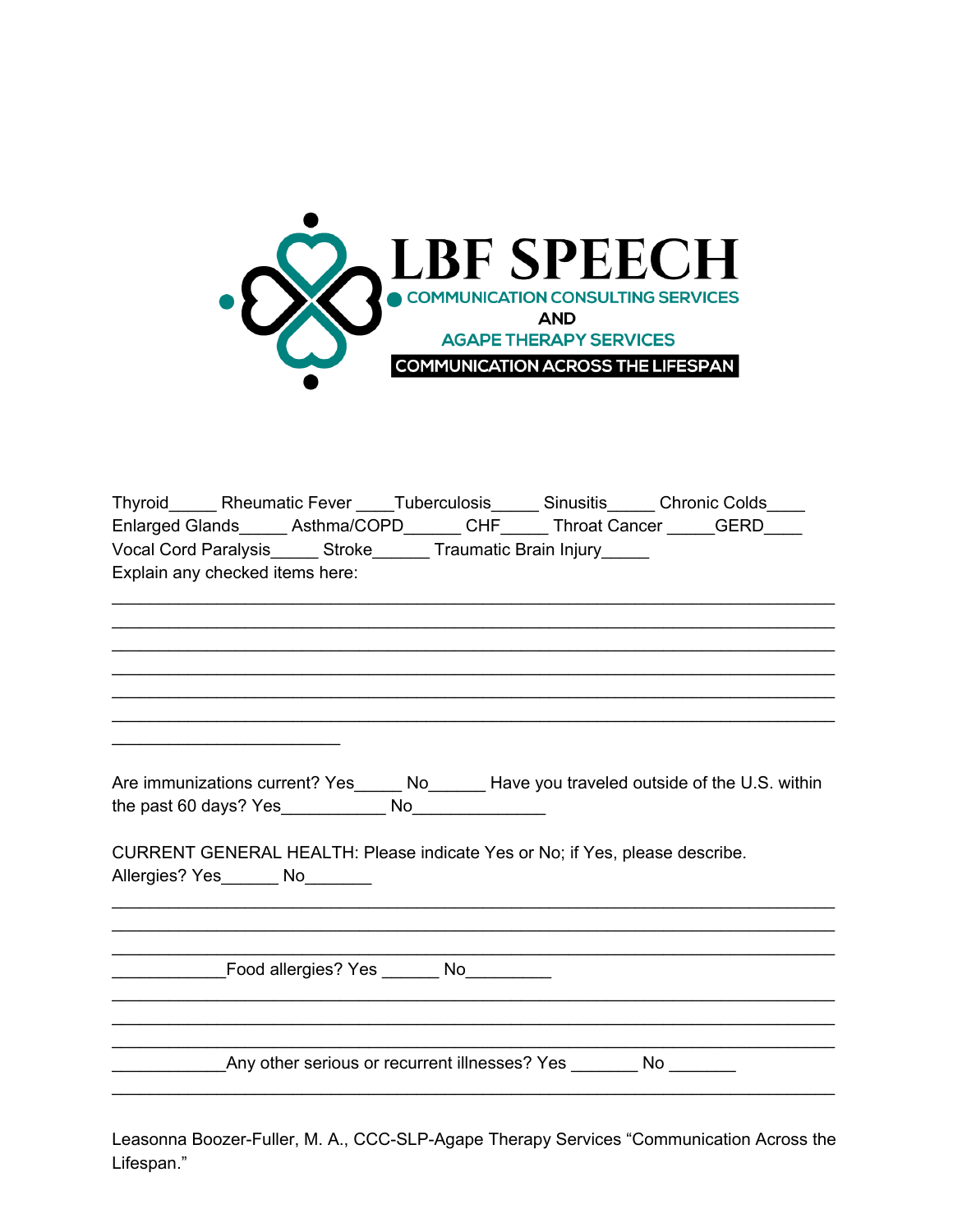LBF SPEECH

COMMUNICATION CONSULTING SERVICES

AND

AGAPE THERAPY SERVICES

COMMUNICATION ACROSS THE LIFESPAN

Thyroid_____ Rheumatic Fever ____Tuberculosis_____ Sinusitis_____ Chronic Colds____
Enlarged Glands_____ Asthma/COPD______ CHF_____ Throat Cancer _____GERD____
Vocal Cord Paralysis_____ Stroke______ Traumatic Brain Injury_____
Explain any checked items here:

______________________________________________________________________
______________________________________________________________________
______________________________________________________________________
______________________________________________________________________
______________________________________________________________________
______________________________________________________________________
______________________

Are immunizations current? Yes_____ No______ Have you traveled outside of the U.S. within the past 60 days? Yes___________ No______________

CURRENT GENERAL HEALTH: Please indicate Yes or No; if Yes, please describe.
Allergies? Yes______ No_______

______________________________________________________________________
______________________________________________________________________
______________________________________________________________________
___________Food allergies? Yes ______ No_________

______________________________________________________________________
______________________________________________________________________
______________________________________________________________________
___________Any other serious or recurrent illnesses? Yes _______ No _______

______________________________________________________________________

Leasonna Boozer-Fuller, M. A., CCC-SLP-Agape Therapy Services "Communication Across the Lifespan."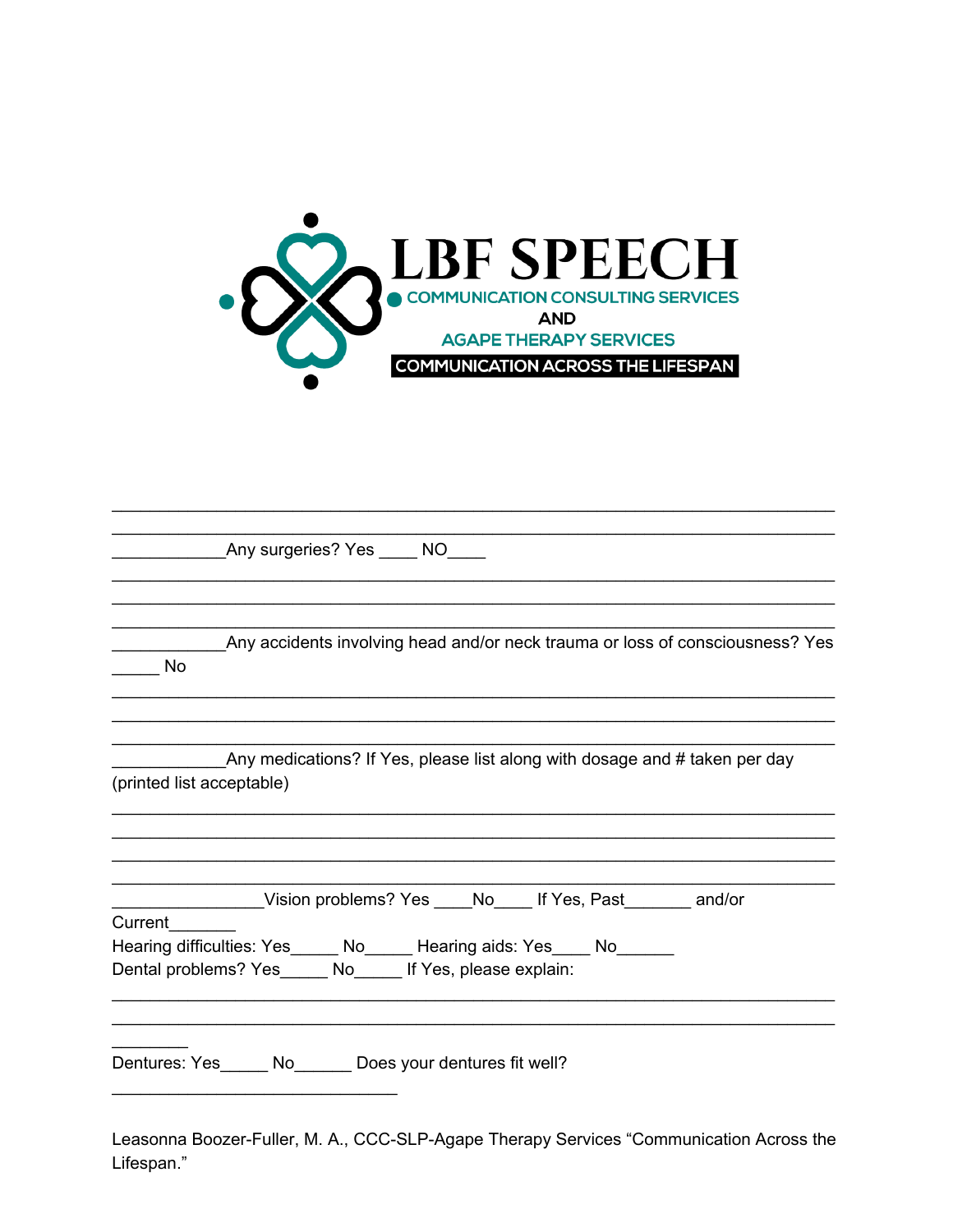**LBF SPEECH**
COMMUNICATION CONSULTING SERVICES
AND
AGAPE THERAPY SERVICES
COMMUNICATION ACROSS THE LIFESPAN

______________________________________________________________________
______________________________________________________________________
____________Any surgeries? Yes ____ NO____
______________________________________________________________________
______________________________________________________________________
______________________________________________________________________
____________Any accidents involving head and/or neck trauma or loss of consciousness? Yes _____ No
______________________________________________________________________
______________________________________________________________________
______________________________________________________________________
____________Any medications? If Yes, please list along with dosage and # taken per day (printed list acceptable)
______________________________________________________________________
______________________________________________________________________
______________________________________________________________________
______________________________________________________________________
________________Vision problems? Yes ____No____ If Yes, Past_______ and/or Current_______
Hearing difficulties: Yes_____ No_____ Hearing aids: Yes____ No______
Dental problems? Yes_____ No_____ If Yes, please explain:
______________________________________________________________________
______________________________________________________________________
________
Dentures: Yes_____ No______ Does your dentures fit well?
_______________________________

Leasonna Boozer-Fuller, M. A., CCC-SLP-Agape Therapy Services "Communication Across the Lifespan."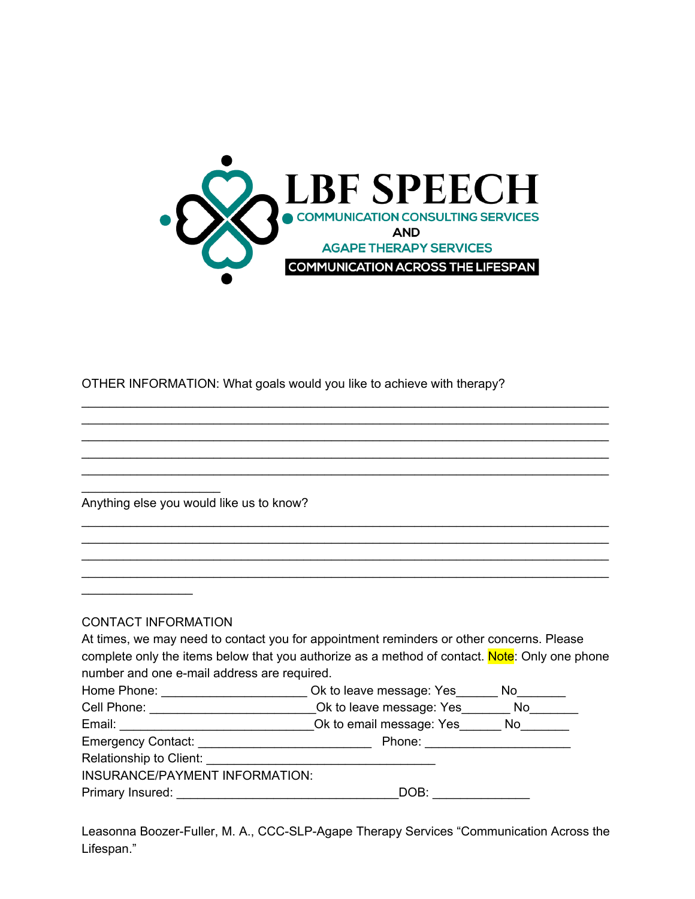LBF SPEECH
COMMUNICATION CONSULTING SERVICES
AND
AGAPE THERAPY SERVICES
COMMUNICATION ACROSS THE LIFESPAN

OTHER INFORMATION: What goals would you like to achieve with therapy?

_______________________________________________________________________________
_______________________________________________________________________________
_______________________________________________________________________________
_______________________________________________________________________________
_______________________________________________________________________________
_____________________

Anything else you would like us to know?

_______________________________________________________________________________
_______________________________________________________________________________
_______________________________________________________________________________
_______________________________________________________________________________
_________________

CONTACT INFORMATION

At times, we may need to contact you for appointment reminders or other concerns. Please complete only the items below that you authorize as a method of contact. Note: Only one phone number and one e-mail address are required.

Home Phone: ______________________ Ok to leave message: Yes______ No_______

Cell Phone: _________________________Ok to leave message: Yes_______ No_______

Email: _____________________________Ok to email message: Yes______ No_______

Emergency Contact: __________________________ Phone: ______________________

Relationship to Client: ___________________________________

INSURANCE/PAYMENT INFORMATION:

Primary Insured: _________________________________DOB: ______________

Leasonna Boozer-Fuller, M. A., CCC-SLP-Agape Therapy Services "Communication Across the Lifespan."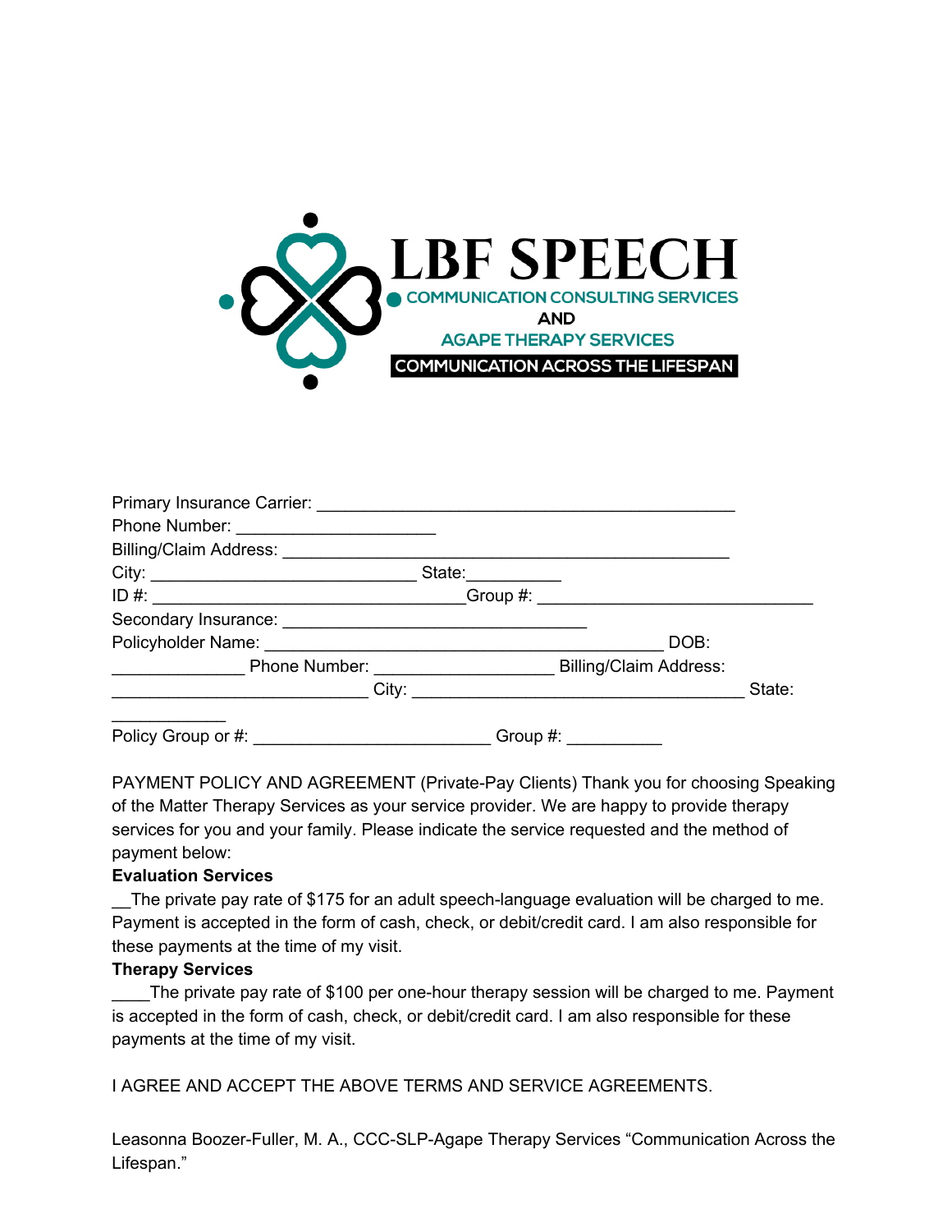LBF SPEECH

COMMUNICATION CONSULTING SERVICES

AND

AGAPE THERAPY SERVICES

COMMUNICATION ACROSS THE LIFESPAN

Primary Insurance Carrier: ____________________________________________
Phone Number: _____________________
Billing/Claim Address: _______________________________________________
City: ____________________________ State:__________
ID #: _________________________________Group #: _____________________________
Secondary Insurance: ________________________________
Policyholder Name: __________________________________________ DOB: ______________ Phone Number: ___________________ Billing/Claim Address: ___________________________ City: ___________________________________ State: ____________
Policy Group or #: _________________________ Group #: __________

PAYMENT POLICY AND AGREEMENT (Private-Pay Clients) Thank you for choosing Speaking of the Matter Therapy Services as your service provider. We are happy to provide therapy services for you and your family. Please indicate the service requested and the method of payment below:

**Evaluation Services**

__The private pay rate of $175 for an adult speech-language evaluation will be charged to me. Payment is accepted in the form of cash, check, or debit/credit card. I am also responsible for these payments at the time of my visit.

**Therapy Services**

____The private pay rate of $100 per one-hour therapy session will be charged to me. Payment is accepted in the form of cash, check, or debit/credit card. I am also responsible for these payments at the time of my visit.

I AGREE AND ACCEPT THE ABOVE TERMS AND SERVICE AGREEMENTS.

Leasonna Boozer-Fuller, M. A., CCC-SLP-Agape Therapy Services "Communication Across the Lifespan."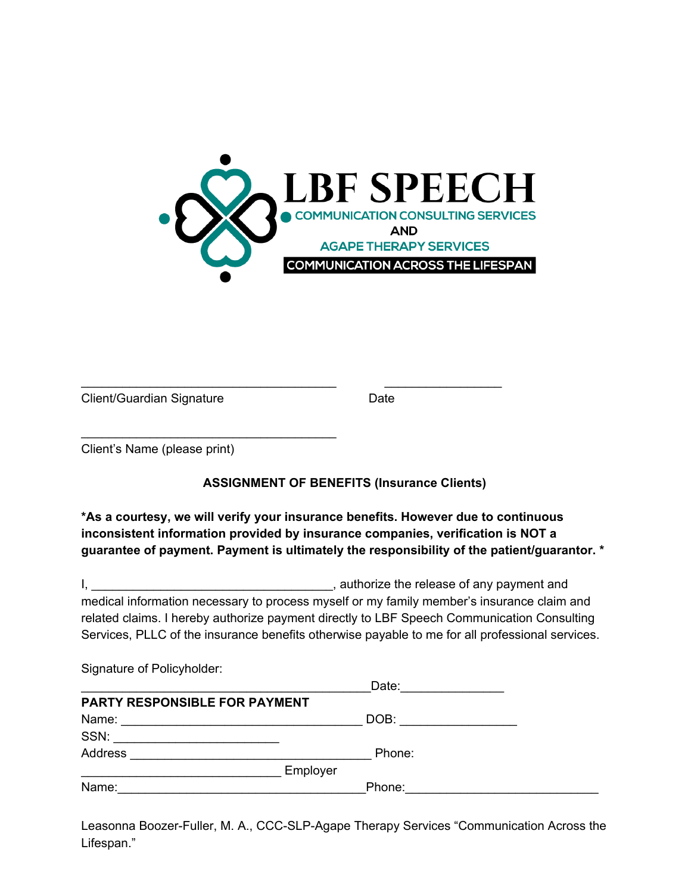LBF SPEECH

COMMUNICATION CONSULTING SERVICES

AND

AGAPE THERAPY SERVICES

COMMUNICATION ACROSS THE LIFESPAN

_____________________________________ _________________
Client/Guardian Signature Date

_____________________________________
Client's Name (please print)

**ASSIGNMENT OF BENEFITS (Insurance Clients)**

***As a courtesy, we will verify your insurance benefits. However due to continuous inconsistent information provided by insurance companies, verification is NOT a guarantee of payment. Payment is ultimately the responsibility of the patient/guarantor. ***

I, ___________________________________, authorize the release of any payment and medical information necessary to process myself or my family member's insurance claim and related claims. I hereby authorize payment directly to LBF Speech Communication Consulting Services, PLLC of the insurance benefits otherwise payable to me for all professional services.

Signature of Policyholder:
__________________________________________Date:_______________

**PARTY RESPONSIBLE FOR PAYMENT**

Name: ___________________________________ DOB: _________________

SSN: ________________________

Address ___________________________________ Phone:

_____________________________ Employer

Name:____________________________________Phone:____________________________

Leasonna Boozer-Fuller, M. A., CCC-SLP-Agape Therapy Services "Communication Across the Lifespan."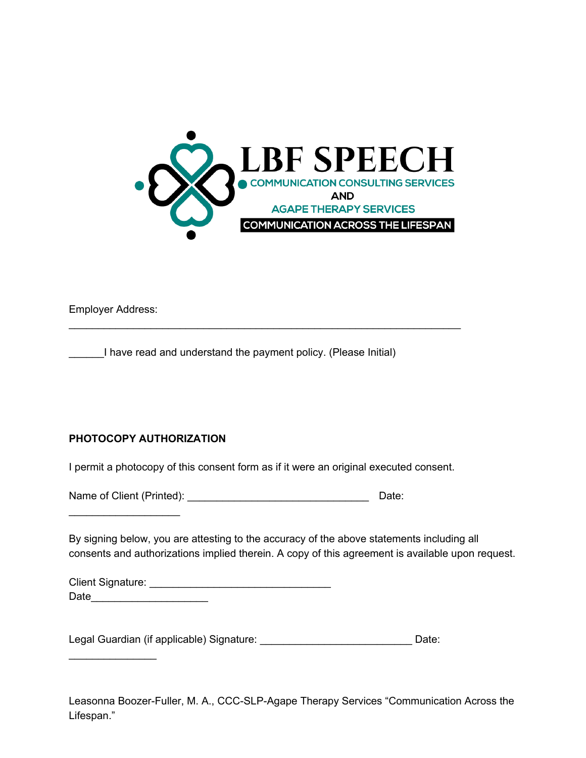LBF SPEECH

COMMUNICATION CONSULTING SERVICES

AND

AGAPE THERAPY SERVICES

COMMUNICATION ACROSS THE LIFESPAN

Employer Address:
___________________________________________________________________

______I have read and understand the payment policy. (Please Initial)

**PHOTOCOPY AUTHORIZATION**

I permit a photocopy of this consent form as if it were an original executed consent.

Name of Client (Printed): _______________________________ Date:
___________________

By signing below, you are attesting to the accuracy of the above statements including all consents and authorizations implied therein. A copy of this agreement is available upon request.

Client Signature: _______________________________
Date____________________

Legal Guardian (if applicable) Signature: __________________________ Date:
_______________

Leasonna Boozer-Fuller, M. A., CCC-SLP-Agape Therapy Services "Communication Across the Lifespan."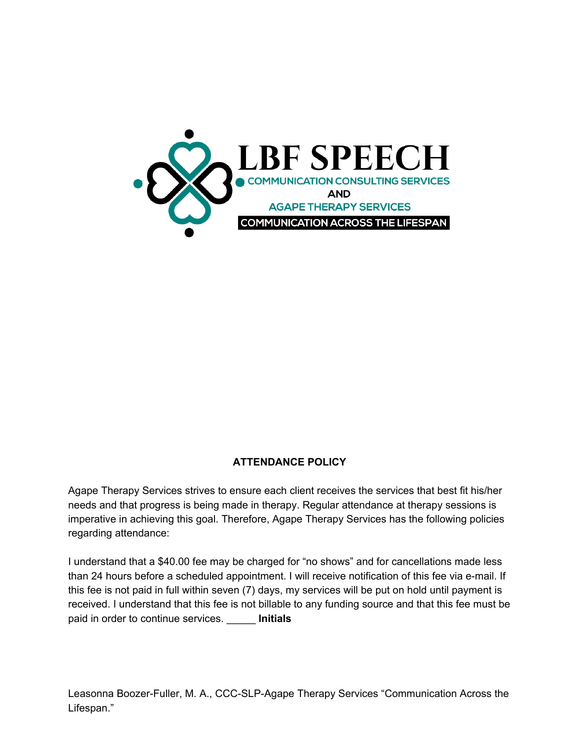LBF SPEECH

COMMUNICATION CONSULTING SERVICES

AND

AGAPE THERAPY SERVICES

COMMUNICATION ACROSS THE LIFESPAN

## ATTENDANCE POLICY

Agape Therapy Services strives to ensure each client receives the services that best fit his/her needs and that progress is being made in therapy. Regular attendance at therapy sessions is imperative in achieving this goal. Therefore, Agape Therapy Services has the following policies regarding attendance:

I understand that a $40.00 fee may be charged for "no shows" and for cancellations made less than 24 hours before a scheduled appointment. I will receive notification of this fee via e-mail. If this fee is not paid in full within seven (7) days, my services will be put on hold until payment is received. I understand that this fee is not billable to any funding source and that this fee must be paid in order to continue services. _____ **Initials**

Leasonna Boozer-Fuller, M. A., CCC-SLP-Agape Therapy Services "Communication Across the Lifespan."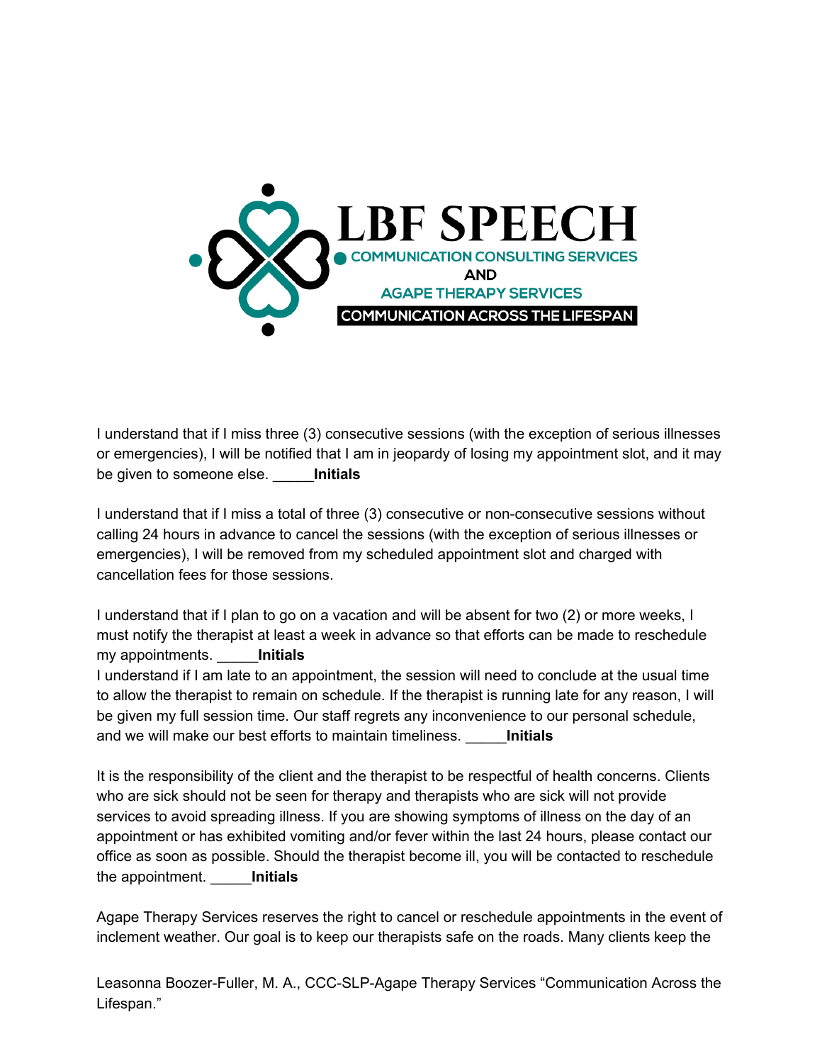I understand that if I miss three (3) consecutive sessions (with the exception of serious illnesses or emergencies), I will be notified that I am in jeopardy of losing my appointment slot, and it may be given to someone else. _____**Initials**

I understand that if I miss a total of three (3) consecutive or non-consecutive sessions without calling 24 hours in advance to cancel the sessions (with the exception of serious illnesses or emergencies), I will be removed from my scheduled appointment slot and charged with cancellation fees for those sessions.

I understand that if I plan to go on a vacation and will be absent for two (2) or more weeks, I must notify the therapist at least a week in advance so that efforts can be made to reschedule my appointments. _____**Initials**

I understand if I am late to an appointment, the session will need to conclude at the usual time to allow the therapist to remain on schedule. If the therapist is running late for any reason, I will be given my full session time. Our staff regrets any inconvenience to our personal schedule, and we will make our best efforts to maintain timeliness. _____**Initials**

It is the responsibility of the client and the therapist to be respectful of health concerns. Clients who are sick should not be seen for therapy and therapists who are sick will not provide services to avoid spreading illness. If you are showing symptoms of illness on the day of an appointment or has exhibited vomiting and/or fever within the last 24 hours, please contact our office as soon as possible. Should the therapist become ill, you will be contacted to reschedule the appointment. _____**Initials**

Agape Therapy Services reserves the right to cancel or reschedule appointments in the event of inclement weather. Our goal is to keep our therapists safe on the roads. Many clients keep the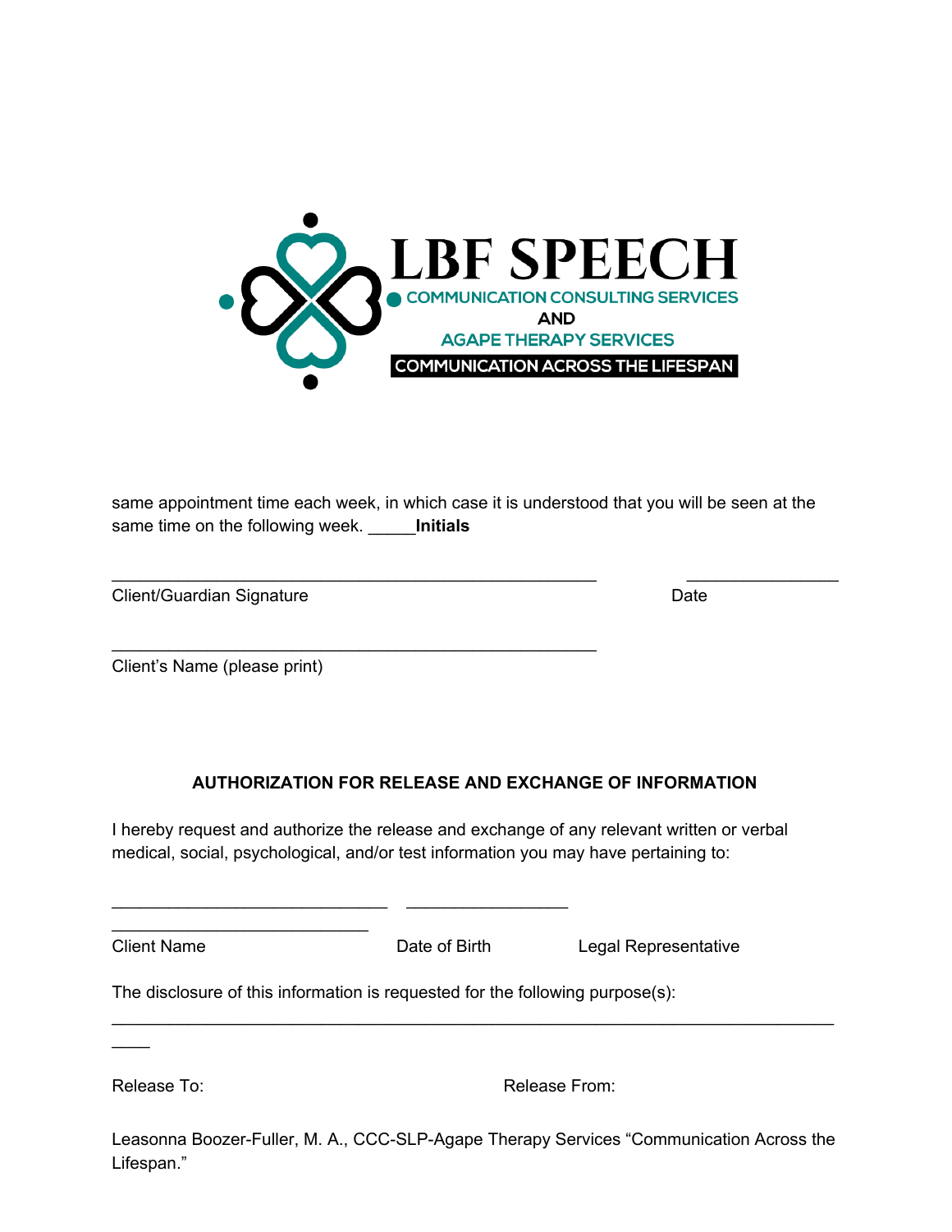LBF SPEECH
COMMUNICATION CONSULTING SERVICES
AND
AGAPE THERAPY SERVICES
COMMUNICATION ACROSS THE LIFESPAN

same appointment time each week, in which case it is understood that you will be seen at the same time on the following week. _____**Initials**

______________________________________________ ______________
Client/Guardian Signature Date

______________________________________________
Client's Name (please print)

**AUTHORIZATION FOR RELEASE AND EXCHANGE OF INFORMATION**

I hereby request and authorize the release and exchange of any relevant written or verbal medical, social, psychological, and/or test information you may have pertaining to:

_______________________ _______________ _____________________
Client Name Date of Birth Legal Representative

The disclosure of this information is requested for the following purpose(s):
__________________________________________________________________________

Release To: Release From:

Leasonna Boozer-Fuller, M. A., CCC-SLP-Agape Therapy Services "Communication Across the Lifespan."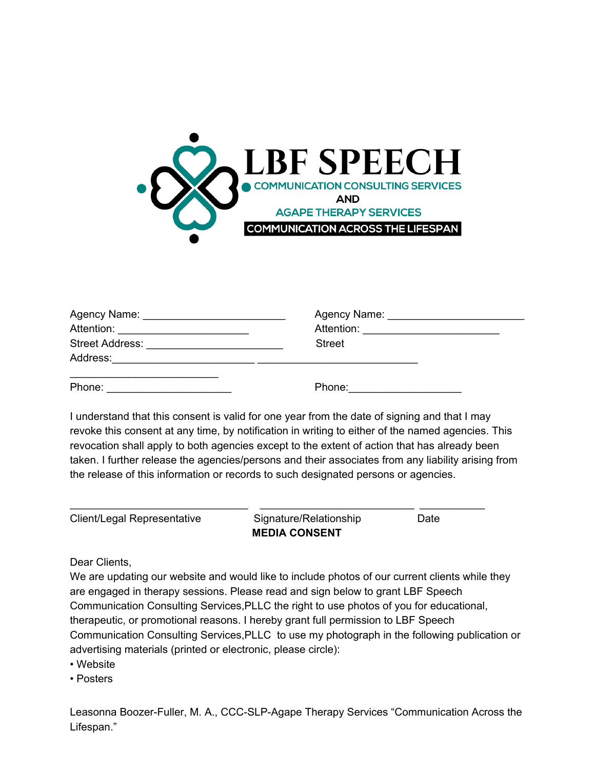**LBF SPEECH**

COMMUNICATION CONSULTING SERVICES

AND

AGAPE THERAPY SERVICES

COMMUNICATION ACROSS THE LIFESPAN

Agency Name: ________________________
Attention: ______________________
Street Address: _______________________
Address:________________________ ___________________________
________________________
Phone: _____________________

Agency Name: _______________________
Attention: _______________________
Street
Phone:___________________

I understand that this consent is valid for one year from the date of signing and that I may revoke this consent at any time, by notification in writing to either of the named agencies. This revocation shall apply to both agencies except to the extent of action that has already been taken. I further release the agencies/persons and their associates from any liability arising from the release of this information or records to such designated persons or agencies.

______________________________ __________________________ ___________
Client/Legal Representative Signature/Relationship Date

**MEDIA CONSENT**

Dear Clients,
We are updating our website and would like to include photos of our current clients while they are engaged in therapy sessions. Please read and sign below to grant LBF Speech Communication Consulting Services,PLLC the right to use photos of you for educational, therapeutic, or promotional reasons. I hereby grant full permission to LBF Speech Communication Consulting Services,PLLC to use my photograph in the following publication or advertising materials (printed or electronic, please circle):

- Website
- Posters

Leasonna Boozer-Fuller, M. A., CCC-SLP-Agape Therapy Services "Communication Across the Lifespan."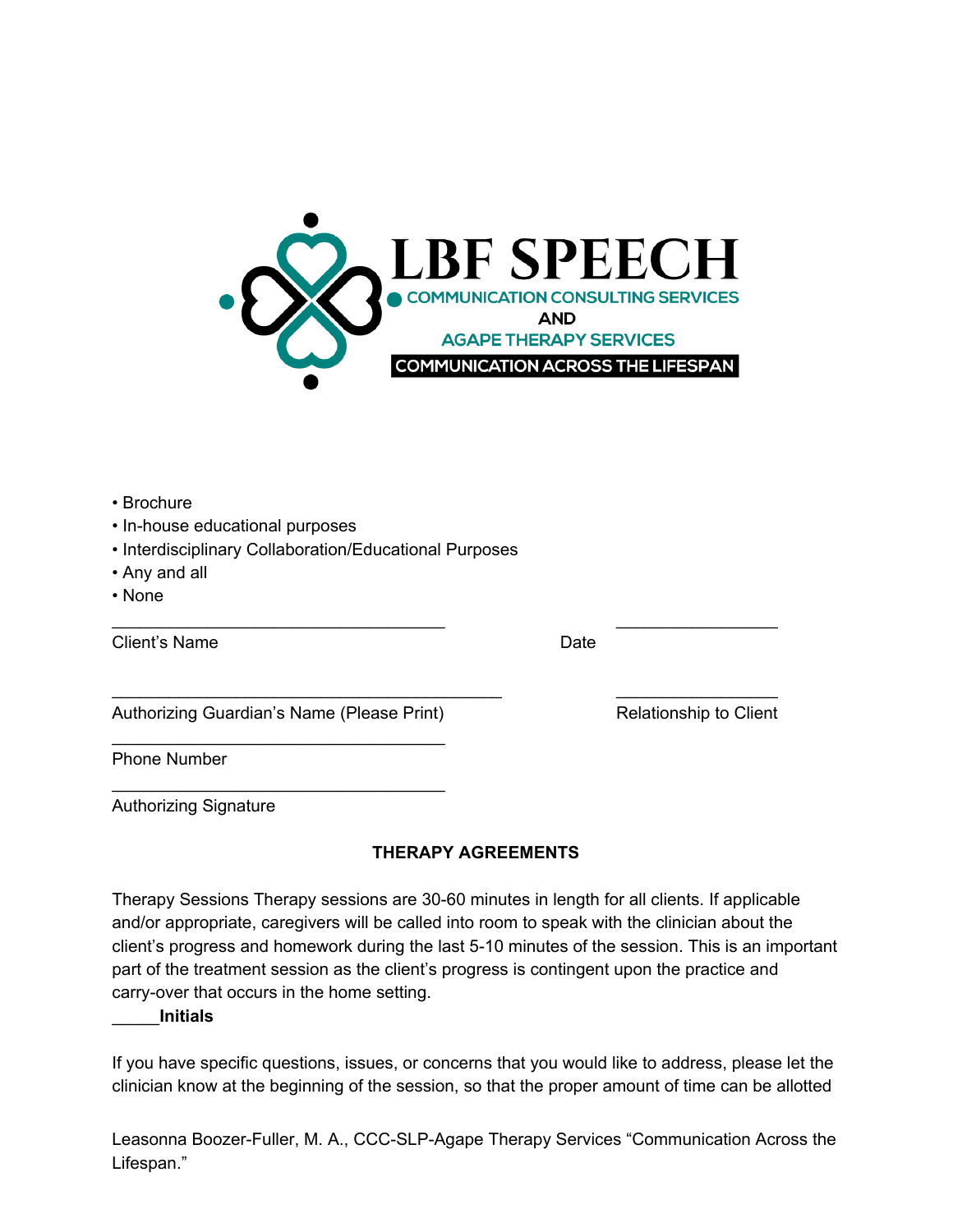**LBF SPEECH**
COMMUNICATION CONSULTING SERVICES
AND
AGAPE THERAPY SERVICES
COMMUNICATION ACROSS THE LIFESPAN

- Brochure
- In-house educational purposes
- Interdisciplinary Collaboration/Educational Purposes
- Any and all
- None

___________________________________ ________________
Client's Name Date

_________________________________________ ________________
Authorizing Guardian's Name (Please Print) Relationship to Client

___________________________________
Phone Number

___________________________________
Authorizing Signature

**THERAPY AGREEMENTS**

Therapy Sessions Therapy sessions are 30-60 minutes in length for all clients. If applicable and/or appropriate, caregivers will be called into room to speak with the clinician about the client's progress and homework during the last 5-10 minutes of the session. This is an important part of the treatment session as the client's progress is contingent upon the practice and carry-over that occurs in the home setting.
_____**Initials**

If you have specific questions, issues, or concerns that you would like to address, please let the clinician know at the beginning of the session, so that the proper amount of time can be allotted

Leasonna Boozer-Fuller, M. A., CCC-SLP-Agape Therapy Services "Communication Across the Lifespan."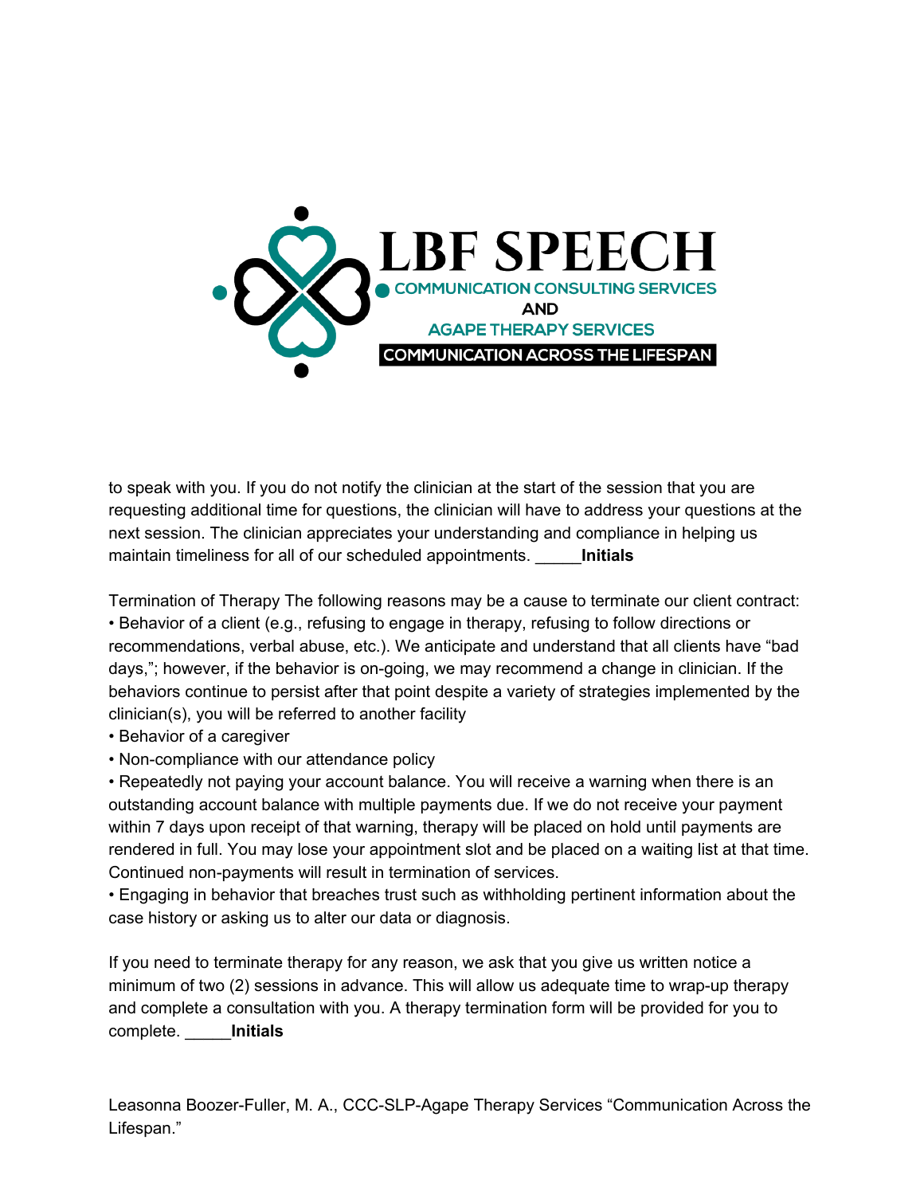to speak with you. If you do not notify the clinician at the start of the session that you are requesting additional time for questions, the clinician will have to address your questions at the next session. The clinician appreciates your understanding and compliance in helping us maintain timeliness for all of our scheduled appointments. _____**Initials**

Termination of Therapy The following reasons may be a cause to terminate our client contract:

- Behavior of a client (e.g., refusing to engage in therapy, refusing to follow directions or recommendations, verbal abuse, etc.). We anticipate and understand that all clients have "bad days,"; however, if the behavior is on-going, we may recommend a change in clinician. If the behaviors continue to persist after that point despite a variety of strategies implemented by the clinician(s), you will be referred to another facility
- Behavior of a caregiver
- Non-compliance with our attendance policy
- Repeatedly not paying your account balance. You will receive a warning when there is an outstanding account balance with multiple payments due. If we do not receive your payment within 7 days upon receipt of that warning, therapy will be placed on hold until payments are rendered in full. You may lose your appointment slot and be placed on a waiting list at that time. Continued non-payments will result in termination of services.
- Engaging in behavior that breaches trust such as withholding pertinent information about the case history or asking us to alter our data or diagnosis.

If you need to terminate therapy for any reason, we ask that you give us written notice a minimum of two (2) sessions in advance. This will allow us adequate time to wrap-up therapy and complete a consultation with you. A therapy termination form will be provided for you to complete. _____**Initials**

Leasonna Boozer-Fuller, M. A., CCC-SLP-Agape Therapy Services "Communication Across the Lifespan."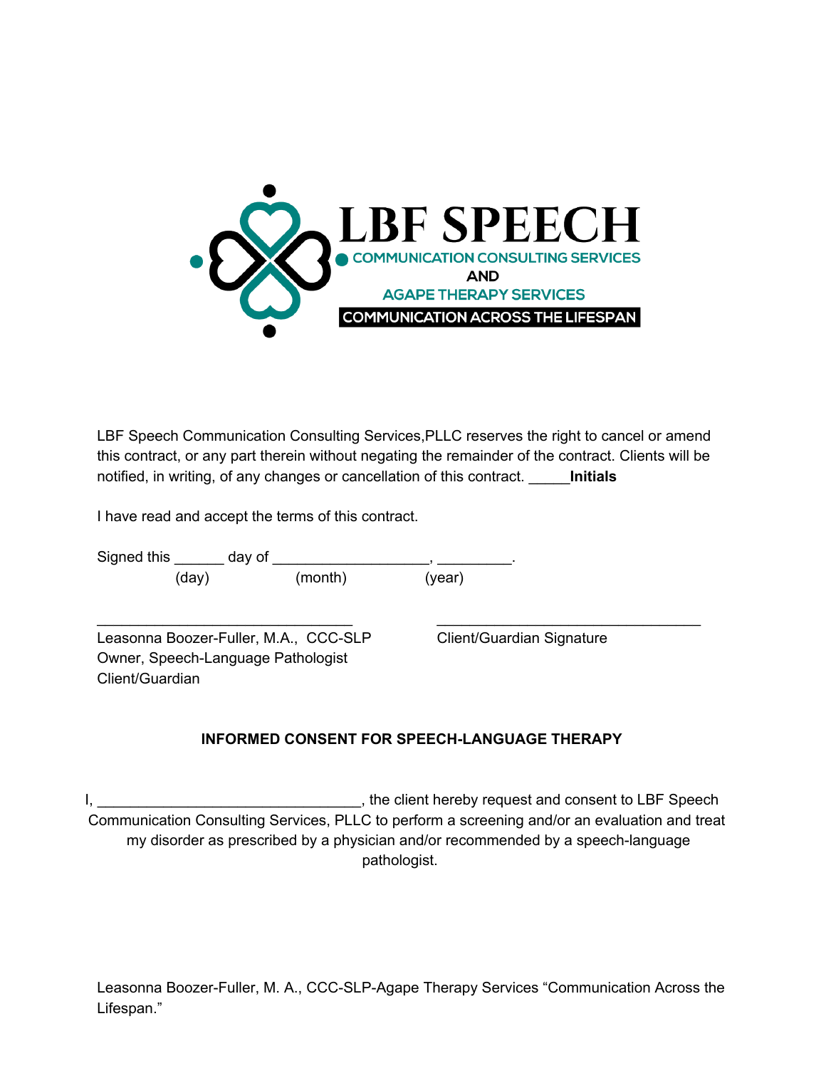LBF SPEECH
COMMUNICATION CONSULTING SERVICES
AND
AGAPE THERAPY SERVICES
COMMUNICATION ACROSS THE LIFESPAN

LBF Speech Communication Consulting Services,PLLC reserves the right to cancel or amend this contract, or any part therein without negating the remainder of the contract. Clients will be notified, in writing, of any changes or cancellation of this contract. _____**Initials**

I have read and accept the terms of this contract.

Signed this ______ day of ___________________, _________.
(day) (month) (year)

______________________________ ______________________________

Leasonna Boozer-Fuller, M.A., CCC-SLP
Owner, Speech-Language Pathologist
Client/Guardian

Client/Guardian Signature

**INFORMED CONSENT FOR SPEECH-LANGUAGE THERAPY**

I, ________________________________, the client hereby request and consent to LBF Speech Communication Consulting Services, PLLC to perform a screening and/or an evaluation and treat my disorder as prescribed by a physician and/or recommended by a speech-language pathologist.

Leasonna Boozer-Fuller, M. A., CCC-SLP-Agape Therapy Services "Communication Across the Lifespan."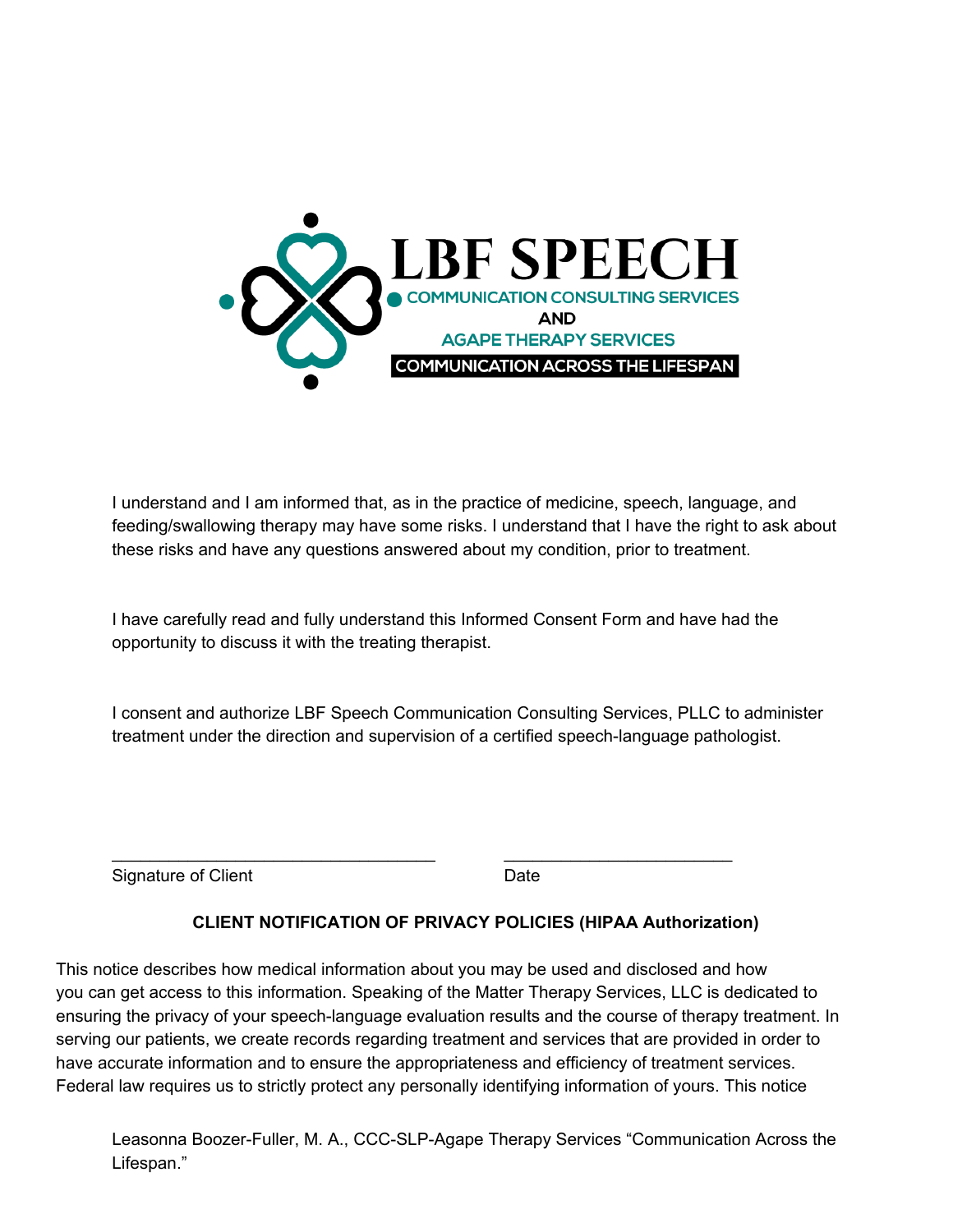LBF SPEECH
COMMUNICATION CONSULTING SERVICES
AND
AGAPE THERAPY SERVICES
COMMUNICATION ACROSS THE LIFESPAN

I understand and I am informed that, as in the practice of medicine, speech, language, and feeding/swallowing therapy may have some risks. I understand that I have the right to ask about these risks and have any questions answered about my condition, prior to treatment.

I have carefully read and fully understand this Informed Consent Form and have had the opportunity to discuss it with the treating therapist.

I consent and authorize LBF Speech Communication Consulting Services, PLLC to administer treatment under the direction and supervision of a certified speech-language pathologist.

_________________________________ \_\_\_\_\_\_\_\_\_\_\_\_\_\_\_\_\_\_\_\_\_\_\_\_
Signature of Client Date

**CLIENT NOTIFICATION OF PRIVACY POLICIES (HIPAA Authorization)**

This notice describes how medical information about you may be used and disclosed and how you can get access to this information. Speaking of the Matter Therapy Services, LLC is dedicated to ensuring the privacy of your speech-language evaluation results and the course of therapy treatment. In serving our patients, we create records regarding treatment and services that are provided in order to have accurate information and to ensure the appropriateness and efficiency of treatment services. Federal law requires us to strictly protect any personally identifying information of yours. This notice

Leasonna Boozer-Fuller, M. A., CCC-SLP-Agape Therapy Services “Communication Across the Lifespan.”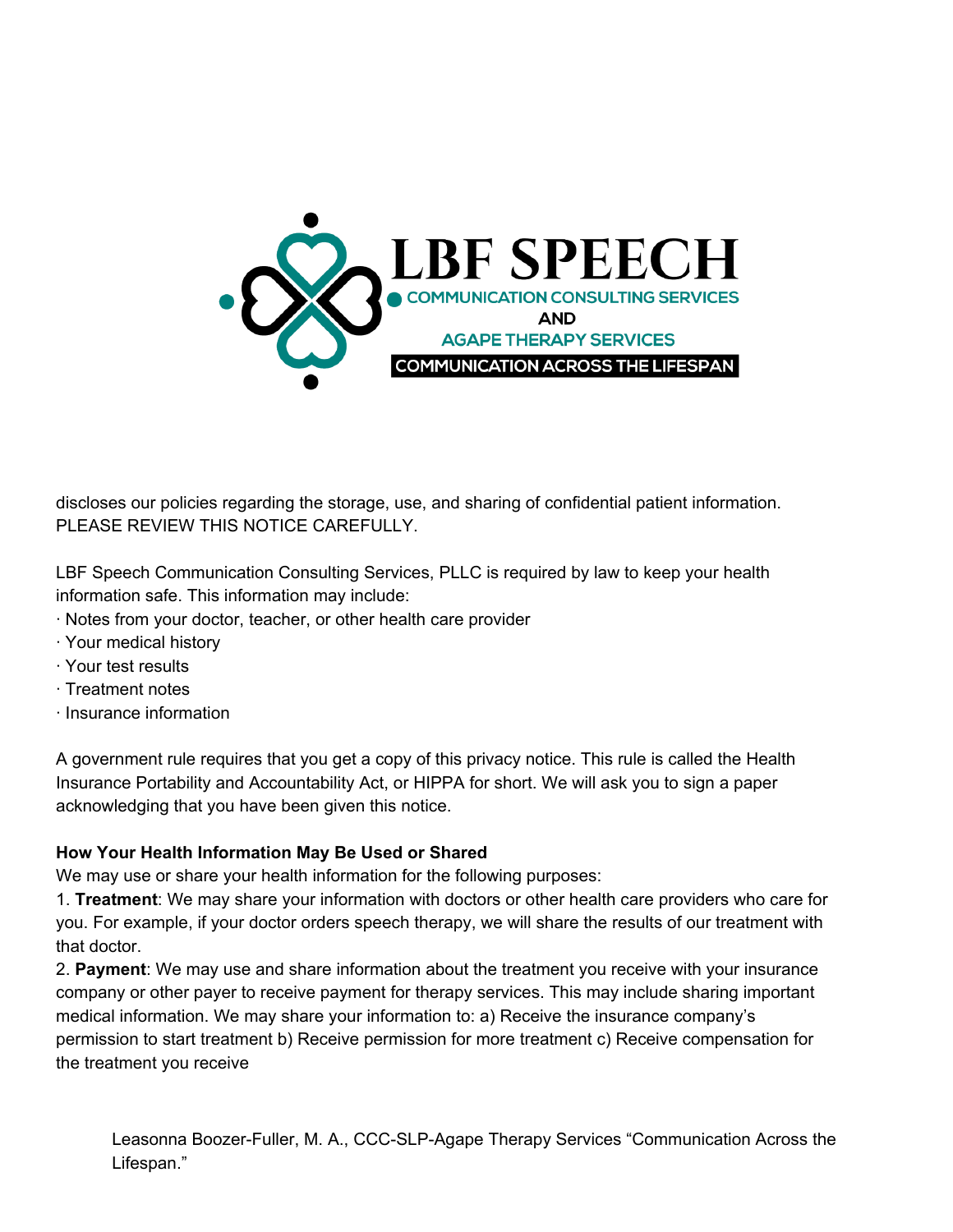discloses our policies regarding the storage, use, and sharing of confidential patient information. PLEASE REVIEW THIS NOTICE CAREFULLY.

LBF Speech Communication Consulting Services, PLLC is required by law to keep your health information safe. This information may include:

· Notes from your doctor, teacher, or other health care provider
· Your medical history
· Your test results
· Treatment notes
· Insurance information

A government rule requires that you get a copy of this privacy notice. This rule is called the Health Insurance Portability and Accountability Act, or HIPPA for short. We will ask you to sign a paper acknowledging that you have been given this notice.

**How Your Health Information May Be Used or Shared**

We may use or share your health information for the following purposes:

1. **Treatment**: We may share your information with doctors or other health care providers who care for you. For example, if your doctor orders speech therapy, we will share the results of our treatment with that doctor.
2. **Payment**: We may use and share information about the treatment you receive with your insurance company or other payer to receive payment for therapy services. This may include sharing important medical information. We may share your information to: a) Receive the insurance company's permission to start treatment b) Receive permission for more treatment c) Receive compensation for the treatment you receive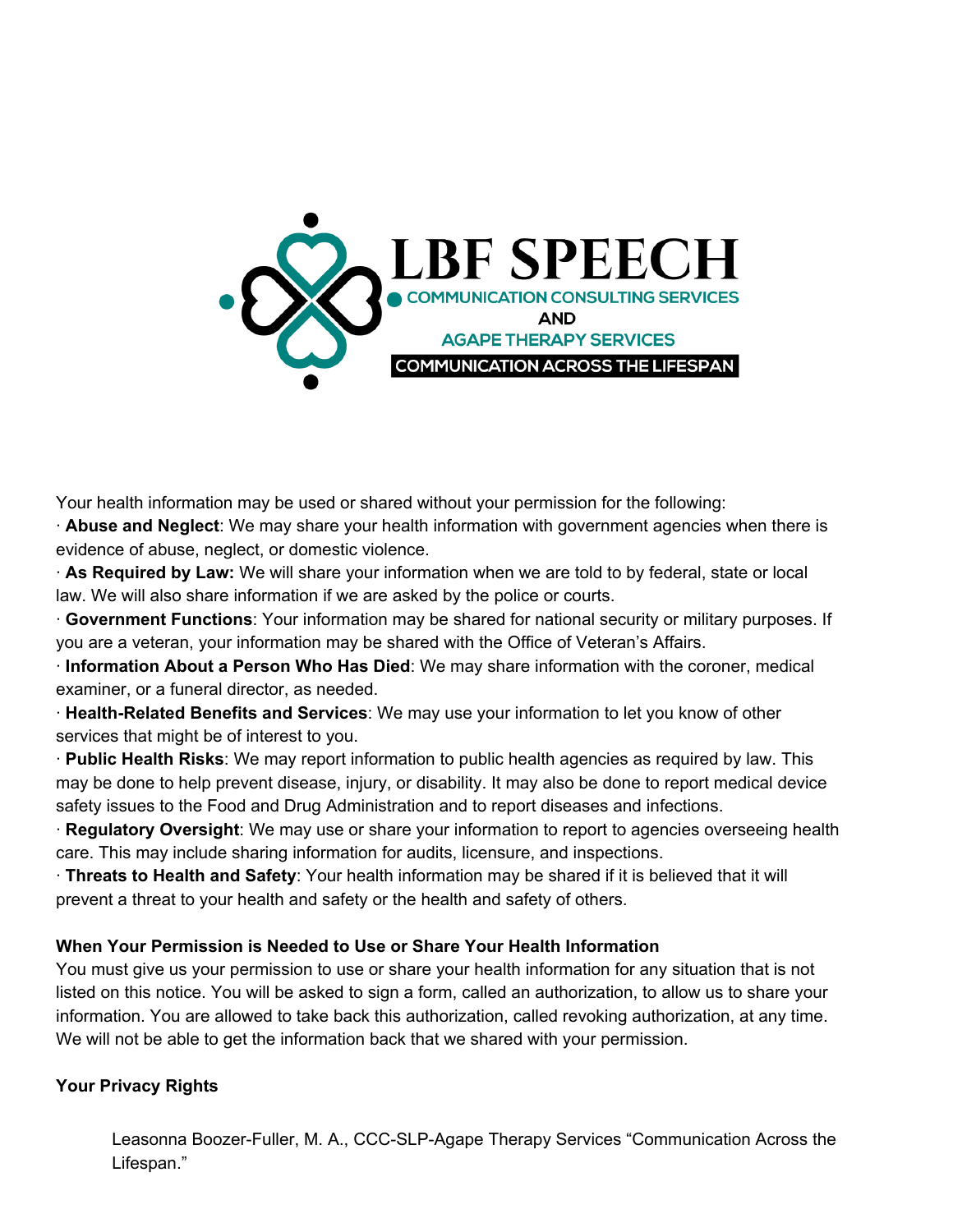Your health information may be used or shared without your permission for the following:

· **Abuse and Neglect**: We may share your health information with government agencies when there is evidence of abuse, neglect, or domestic violence.

· **As Required by Law:** We will share your information when we are told to by federal, state or local law. We will also share information if we are asked by the police or courts.

· **Government Functions**: Your information may be shared for national security or military purposes. If you are a veteran, your information may be shared with the Office of Veteran's Affairs.

· **Information About a Person Who Has Died**: We may share information with the coroner, medical examiner, or a funeral director, as needed.

· **Health-Related Benefits and Services**: We may use your information to let you know of other services that might be of interest to you.

· **Public Health Risks**: We may report information to public health agencies as required by law. This may be done to help prevent disease, injury, or disability. It may also be done to report medical device safety issues to the Food and Drug Administration and to report diseases and infections.

· **Regulatory Oversight**: We may use or share your information to report to agencies overseeing health care. This may include sharing information for audits, licensure, and inspections.

· **Threats to Health and Safety**: Your health information may be shared if it is believed that it will prevent a threat to your health and safety or the health and safety of others.

**When Your Permission is Needed to Use or Share Your Health Information**

You must give us your permission to use or share your health information for any situation that is not listed on this notice. You will be asked to sign a form, called an authorization, to allow us to share your information. You are allowed to take back this authorization, called revoking authorization, at any time. We will not be able to get the information back that we shared with your permission.

**Your Privacy Rights**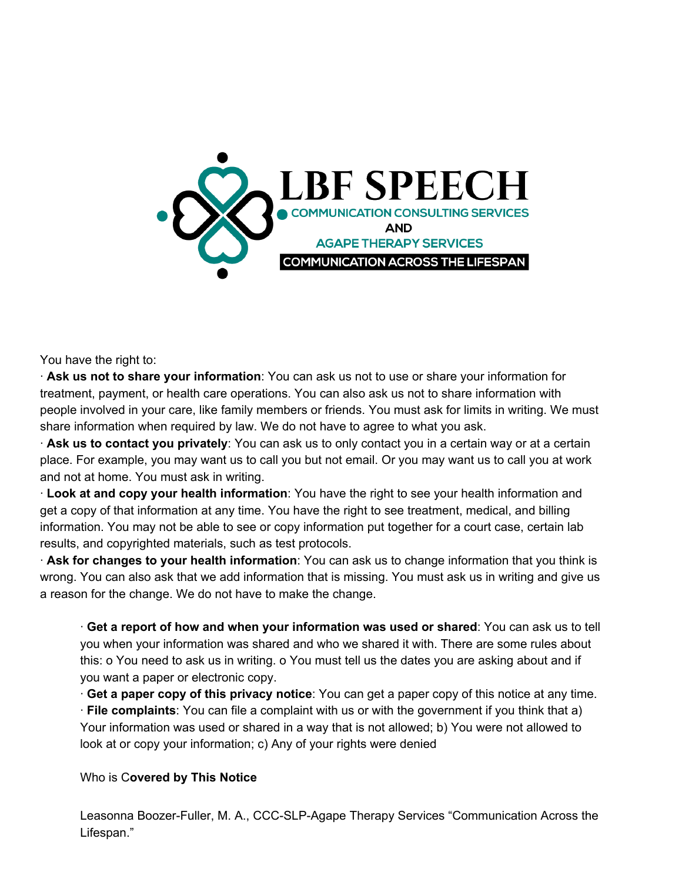LBF SPEECH

COMMUNICATION CONSULTING SERVICES

AND

AGAPE THERAPY SERVICES

COMMUNICATION ACROSS THE LIFESPAN

You have the right to:

· **Ask us not to share your information**: You can ask us not to use or share your information for treatment, payment, or health care operations. You can also ask us not to share information with people involved in your care, like family members or friends. You must ask for limits in writing. We must share information when required by law. We do not have to agree to what you ask.

· **Ask us to contact you privately**: You can ask us to only contact you in a certain way or at a certain place. For example, you may want us to call you but not email. Or you may want us to call you at work and not at home. You must ask in writing.

· **Look at and copy your health information**: You have the right to see your health information and get a copy of that information at any time. You have the right to see treatment, medical, and billing information. You may not be able to see or copy information put together for a court case, certain lab results, and copyrighted materials, such as test protocols.

· **Ask for changes to your health information**: You can ask us to change information that you think is wrong. You can also ask that we add information that is missing. You must ask us in writing and give us a reason for the change. We do not have to make the change.

· **Get a report of how and when your information was used or shared**: You can ask us to tell you when your information was shared and who we shared it with. There are some rules about this: o You need to ask us in writing. o You must tell us the dates you are asking about and if you want a paper or electronic copy.

· **Get a paper copy of this privacy notice**: You can get a paper copy of this notice at any time.

· **File complaints**: You can file a complaint with us or with the government if you think that a) Your information was used or shared in a way that is not allowed; b) You were not allowed to look at or copy your information; c) Any of your rights were denied

Who is C**overed by This Notice**

Leasonna Boozer-Fuller, M. A., CCC-SLP-Agape Therapy Services "Communication Across the Lifespan."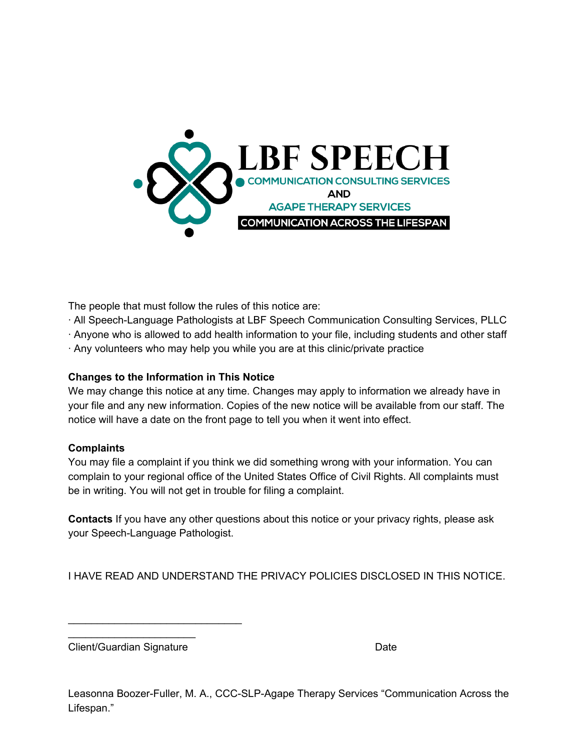The people that must follow the rules of this notice are:

· All Speech-Language Pathologists at LBF Speech Communication Consulting Services, PLLC
· Anyone who is allowed to add health information to your file, including students and other staff
· Any volunteers who may help you while you are at this clinic/private practice

**Changes to the Information in This Notice**
We may change this notice at any time. Changes may apply to information we already have in your file and any new information. Copies of the new notice will be available from our staff. The notice will have a date on the front page to tell you when it went into effect.

**Complaints**
You may file a complaint if you think we did something wrong with your information. You can complain to your regional office of the United States Office of Civil Rights. All complaints must be in writing. You will not get in trouble for filing a complaint.

**Contacts** If you have any other questions about this notice or your privacy rights, please ask your Speech-Language Pathologist.

I HAVE READ AND UNDERSTAND THE PRIVACY POLICIES DISCLOSED IN THIS NOTICE.

______________________________
______________________

Client/Guardian Signature                                                   Date

Leasonna Boozer-Fuller, M. A., CCC-SLP-Agape Therapy Services "Communication Across the Lifespan."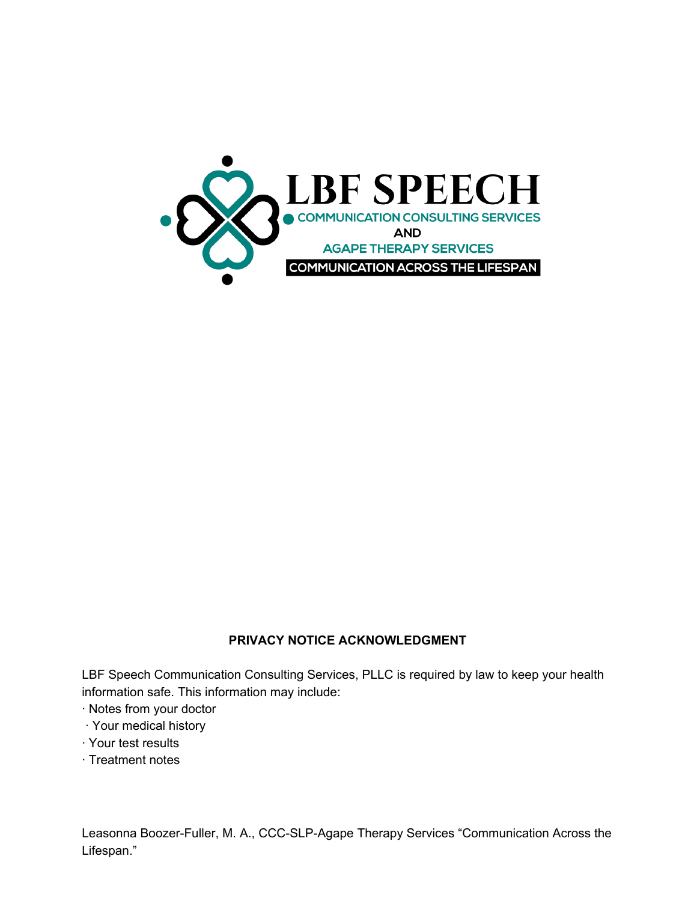LBF SPEECH

COMMUNICATION CONSULTING SERVICES

AND

AGAPE THERAPY SERVICES

COMMUNICATION ACROSS THE LIFESPAN

**PRIVACY NOTICE ACKNOWLEDGMENT**

LBF Speech Communication Consulting Services, PLLC is required by law to keep your health information safe. This information may include:

- Notes from your doctor
- Your medical history
- Your test results
- Treatment notes

Leasonna Boozer-Fuller, M. A., CCC-SLP-Agape Therapy Services "Communication Across the Lifespan."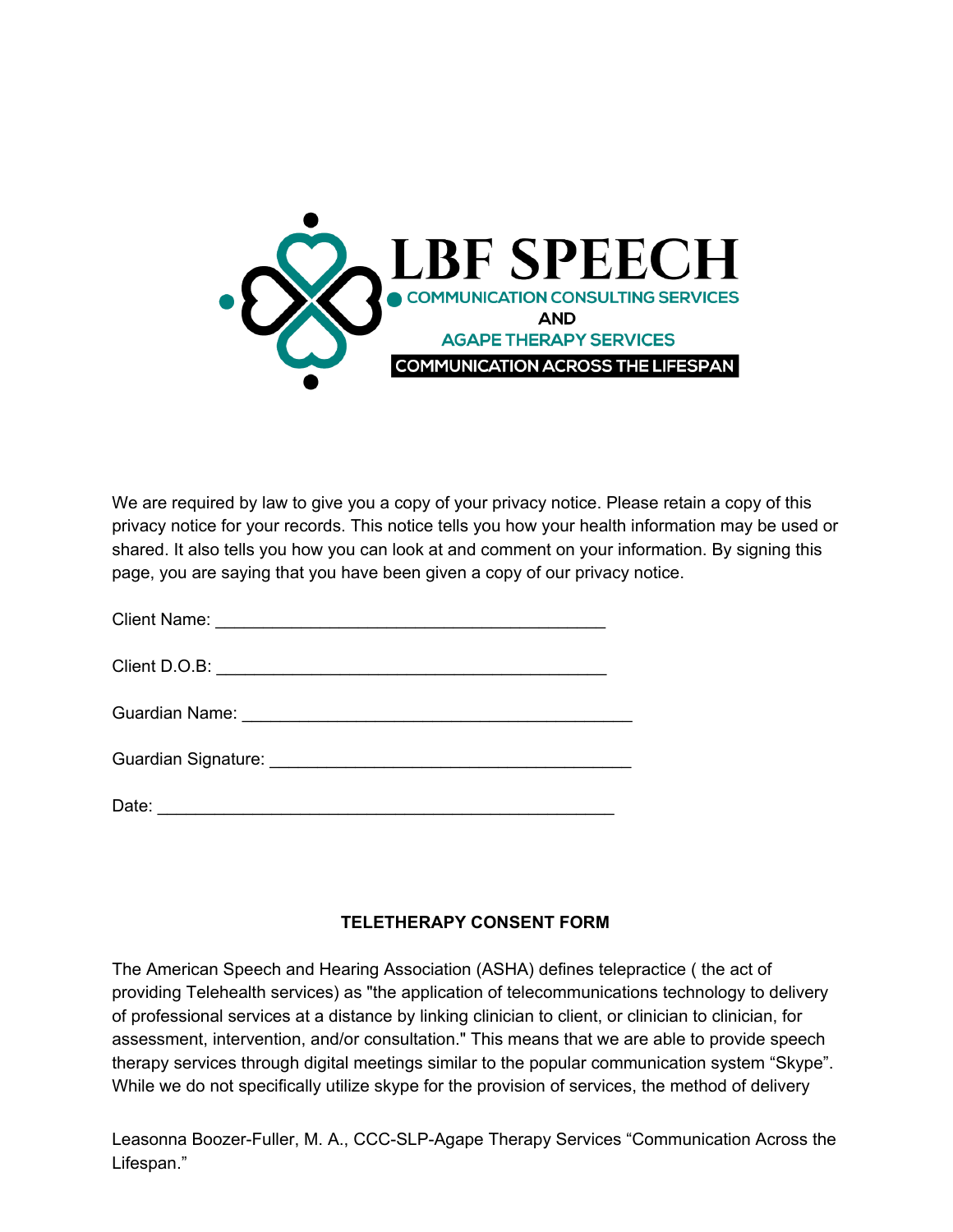LBF SPEECH

COMMUNICATION CONSULTING SERVICES

AND

AGAPE THERAPY SERVICES

COMMUNICATION ACROSS THE LIFESPAN

We are required by law to give you a copy of your privacy notice. Please retain a copy of this privacy notice for your records. This notice tells you how your health information may be used or shared. It also tells you how you can look at and comment on your information. By signing this page, you are saying that you have been given a copy of our privacy notice.

Client Name: ________________________________________

Client D.O.B: ________________________________________

Guardian Name: ________________________________________

Guardian Signature: ____________________________________

Date: _______________________________________________

**TELETHERAPY CONSENT FORM**

The American Speech and Hearing Association (ASHA) defines telepractice ( the act of providing Telehealth services) as "the application of telecommunications technology to delivery of professional services at a distance by linking clinician to client, or clinician to clinician, for assessment, intervention, and/or consultation." This means that we are able to provide speech therapy services through digital meetings similar to the popular communication system “Skype”. While we do not specifically utilize skype for the provision of services, the method of delivery

Leasonna Boozer-Fuller, M. A., CCC-SLP-Agape Therapy Services “Communication Across the Lifespan.”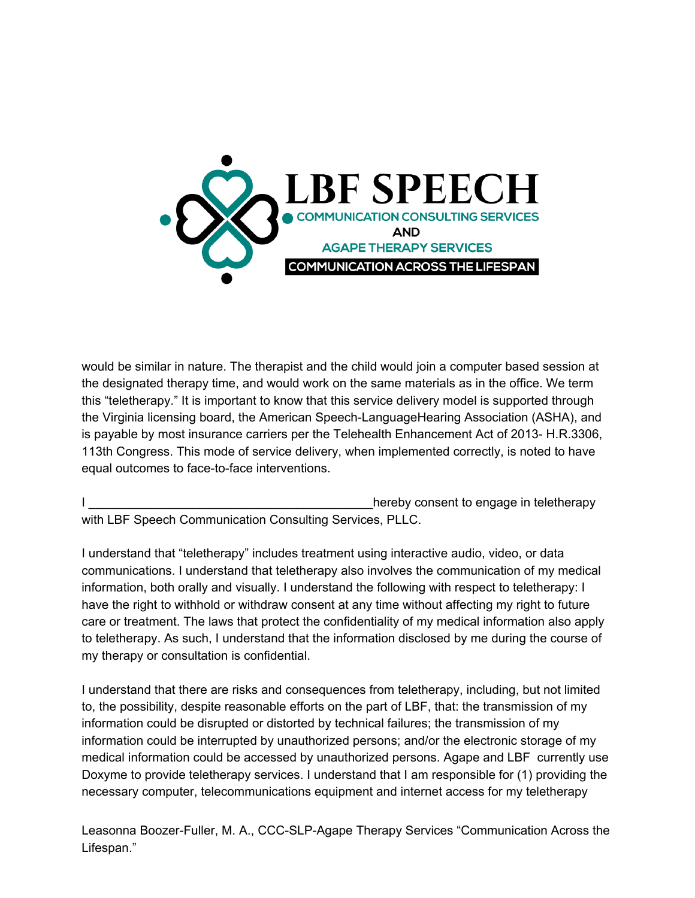would be similar in nature. The therapist and the child would join a computer based session at the designated therapy time, and would work on the same materials as in the office. We term this "teletherapy." It is important to know that this service delivery model is supported through the Virginia licensing board, the American Speech-LanguageHearing Association (ASHA), and is payable by most insurance carriers per the Telehealth Enhancement Act of 2013- H.R.3306, 113th Congress. This mode of service delivery, when implemented correctly, is noted to have equal outcomes to face-to-face interventions.

I ________________________________________hereby consent to engage in teletherapy with LBF Speech Communication Consulting Services, PLLC.

I understand that "teletherapy" includes treatment using interactive audio, video, or data communications. I understand that teletherapy also involves the communication of my medical information, both orally and visually. I understand the following with respect to teletherapy: I have the right to withhold or withdraw consent at any time without affecting my right to future care or treatment. The laws that protect the confidentiality of my medical information also apply to teletherapy. As such, I understand that the information disclosed by me during the course of my therapy or consultation is confidential.

I understand that there are risks and consequences from teletherapy, including, but not limited to, the possibility, despite reasonable efforts on the part of LBF, that: the transmission of my information could be disrupted or distorted by technical failures; the transmission of my information could be interrupted by unauthorized persons; and/or the electronic storage of my medical information could be accessed by unauthorized persons. Agape and LBF currently use Doxyme to provide teletherapy services. I understand that I am responsible for (1) providing the necessary computer, telecommunications equipment and internet access for my teletherapy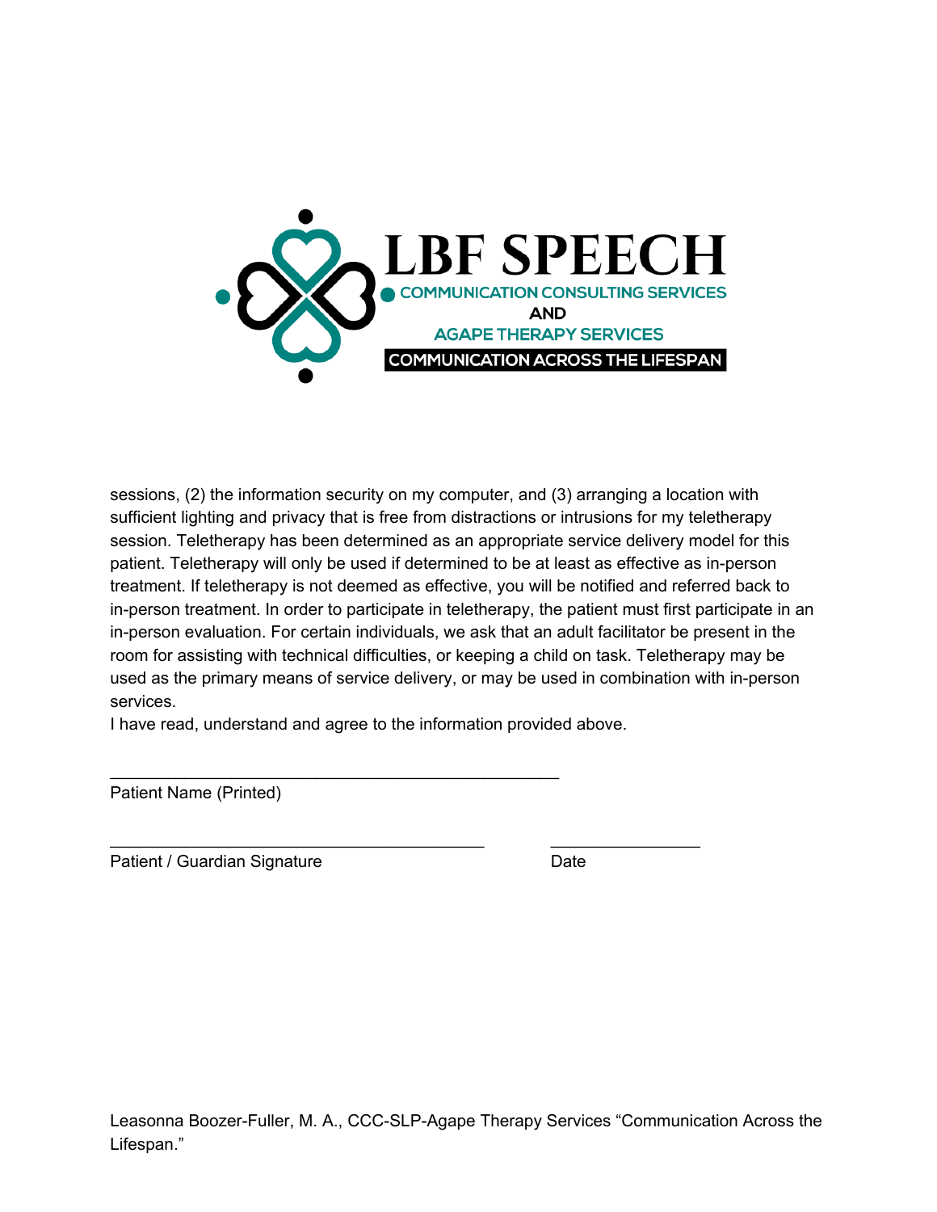LBF SPEECH
COMMUNICATION CONSULTING SERVICES
AND
AGAPE THERAPY SERVICES
COMMUNICATION ACROSS THE LIFESPAN

sessions, (2) the information security on my computer, and (3) arranging a location with sufficient lighting and privacy that is free from distractions or intrusions for my teletherapy session. Teletherapy has been determined as an appropriate service delivery model for this patient. Teletherapy will only be used if determined to be at least as effective as in-person treatment. If teletherapy is not deemed as effective, you will be notified and referred back to in-person treatment. In order to participate in teletherapy, the patient must first participate in an in-person evaluation. For certain individuals, we ask that an adult facilitator be present in the room for assisting with technical difficulties, or keeping a child on task. Teletherapy may be used as the primary means of service delivery, or may be used in combination with in-person services.

I have read, understand and agree to the information provided above.

_______________________________________________

Patient Name (Printed)

________________________________________ ________________

Patient / Guardian Signature Date

Leasonna Boozer-Fuller, M. A., CCC-SLP-Agape Therapy Services "Communication Across the Lifespan."